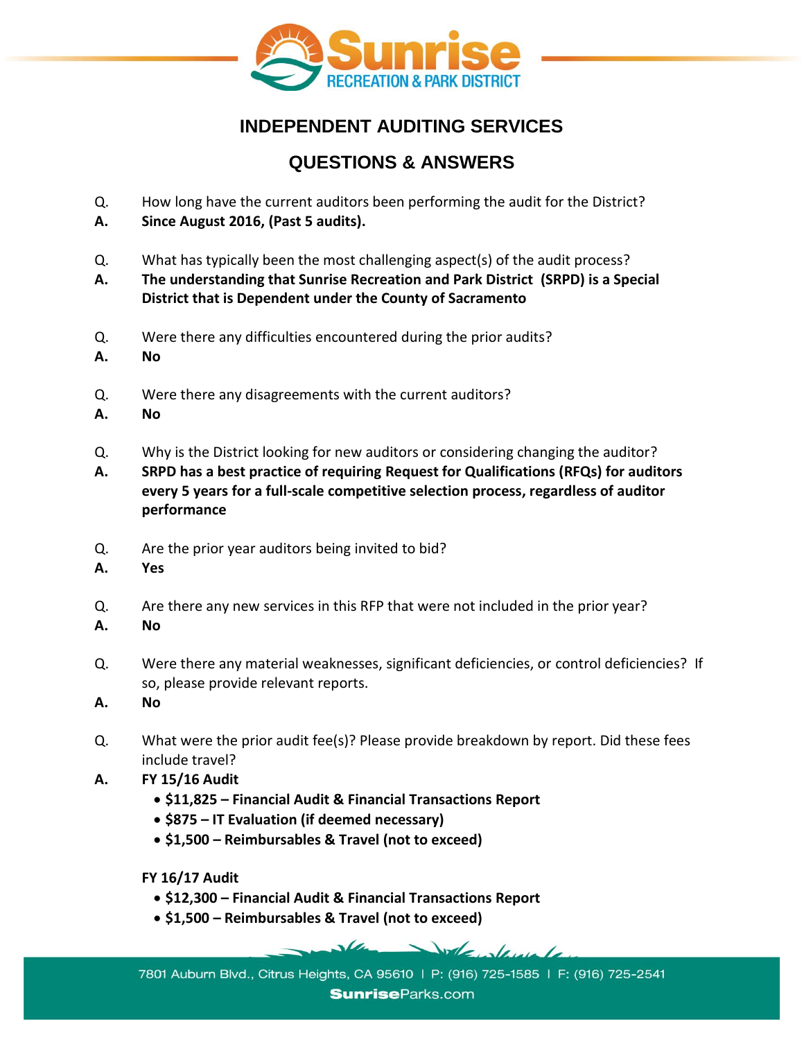# INDEPENDENT AUDITING SERVICES

## QUESTIONS & ANSWERS

Q. How long have the current auditors been performing the audit for the District?

**A. Since August 2016, (Past 5 audits).**

Q. What has typically been the most challenging aspect(s) of the audit process?

**A. The understanding that Sunrise Recreation and Park District (SRPD) is a Special District that is Dependent under the County of Sacramento**

Q. Were there any difficulties encountered during the prior audits?

**A. No**

Q. Were there any disagreements with the current auditors?

**A. No**

Q. Why is the District looking for new auditors or considering changing the auditor?

**A. SRPD has a best practice of requiring Request for Qualifications (RFQs) for auditors every 5 years for a full-scale competitive selection process, regardless of auditor performance**

Q. Are the prior year auditors being invited to bid?

**A. Yes**

Q. Are there any new services in this RFP that were not included in the prior year?

**A. No**

Q. Were there any material weaknesses, significant deficiencies, or control deficiencies? If so, please provide relevant reports.

**A. No**

Q. What were the prior audit fee(s)? Please provide breakdown by report. Did these fees include travel?

**A. FY 15/16 Audit**

- **$11,825 – Financial Audit & Financial Transactions Report**
- **$875 – IT Evaluation (if deemed necessary)**
- **$1,500 – Reimbursables & Travel (not to exceed)**

**FY 16/17 Audit**

- **$12,300 – Financial Audit & Financial Transactions Report**
- **$1,500 – Reimbursables & Travel (not to exceed)**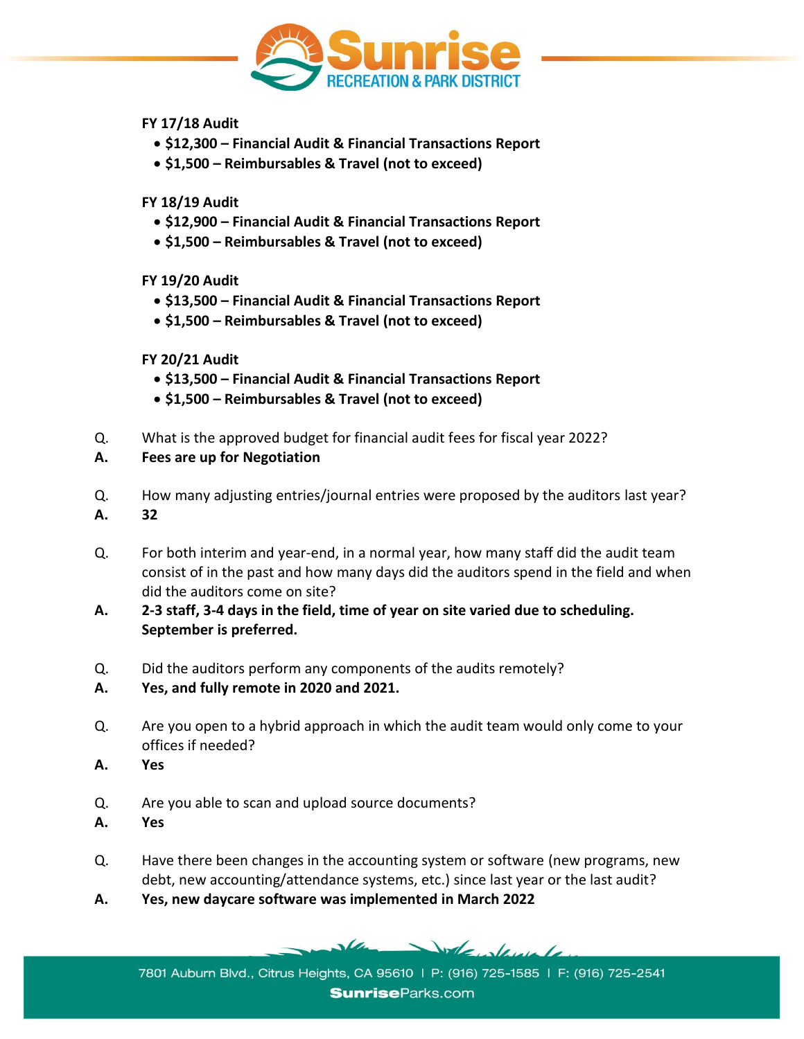**FY 17/18 Audit**

- **$12,300 – Financial Audit & Financial Transactions Report**
- **$1,500 – Reimbursables & Travel (not to exceed)**

**FY 18/19 Audit**

- **$12,900 – Financial Audit & Financial Transactions Report**
- **$1,500 – Reimbursables & Travel (not to exceed)**

**FY 19/20 Audit**

- **$13,500 – Financial Audit & Financial Transactions Report**
- **$1,500 – Reimbursables & Travel (not to exceed)**

**FY 20/21 Audit**

- **$13,500 – Financial Audit & Financial Transactions Report**
- **$1,500 – Reimbursables & Travel (not to exceed)**

Q. What is the approved budget for financial audit fees for fiscal year 2022?

**A. Fees are up for Negotiation**

Q. How many adjusting entries/journal entries were proposed by the auditors last year?

**A. 32**

Q. For both interim and year-end, in a normal year, how many staff did the audit team consist of in the past and how many days did the auditors spend in the field and when did the auditors come on site?

**A. 2-3 staff, 3-4 days in the field, time of year on site varied due to scheduling. September is preferred.**

Q. Did the auditors perform any components of the audits remotely?

**A. Yes, and fully remote in 2020 and 2021.**

Q. Are you open to a hybrid approach in which the audit team would only come to your offices if needed?

**A. Yes**

Q. Are you able to scan and upload source documents?

**A. Yes**

Q. Have there been changes in the accounting system or software (new programs, new debt, new accounting/attendance systems, etc.) since last year or the last audit?

**A. Yes, new daycare software was implemented in March 2022**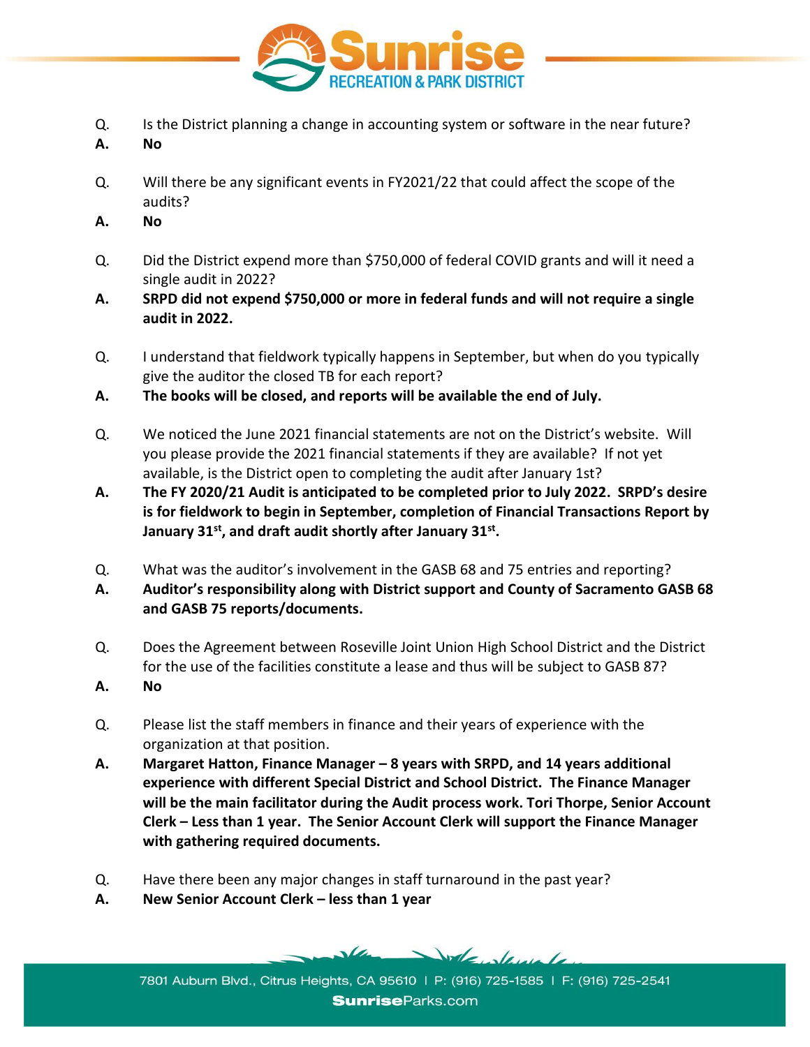Q. Is the District planning a change in accounting system or software in the near future?

**A. No**

Q. Will there be any significant events in FY2021/22 that could affect the scope of the audits?

**A. No**

Q. Did the District expend more than $750,000 of federal COVID grants and will it need a single audit in 2022?

**A. SRPD did not expend $750,000 or more in federal funds and will not require a single audit in 2022.**

Q. I understand that fieldwork typically happens in September, but when do you typically give the auditor the closed TB for each report?

**A. The books will be closed, and reports will be available the end of July.**

Q. We noticed the June 2021 financial statements are not on the District's website. Will you please provide the 2021 financial statements if they are available? If not yet available, is the District open to completing the audit after January 1st?

**A. The FY 2020/21 Audit is anticipated to be completed prior to July 2022. SRPD's desire is for fieldwork to begin in September, completion of Financial Transactions Report by January 31st, and draft audit shortly after January 31st.**

Q. What was the auditor's involvement in the GASB 68 and 75 entries and reporting?

**A. Auditor's responsibility along with District support and County of Sacramento GASB 68 and GASB 75 reports/documents.**

Q. Does the Agreement between Roseville Joint Union High School District and the District for the use of the facilities constitute a lease and thus will be subject to GASB 87?

**A. No**

Q. Please list the staff members in finance and their years of experience with the organization at that position.

**A. Margaret Hatton, Finance Manager – 8 years with SRPD, and 14 years additional experience with different Special District and School District. The Finance Manager will be the main facilitator during the Audit process work. Tori Thorpe, Senior Account Clerk – Less than 1 year. The Senior Account Clerk will support the Finance Manager with gathering required documents.**

Q. Have there been any major changes in staff turnaround in the past year?

**A. New Senior Account Clerk – less than 1 year**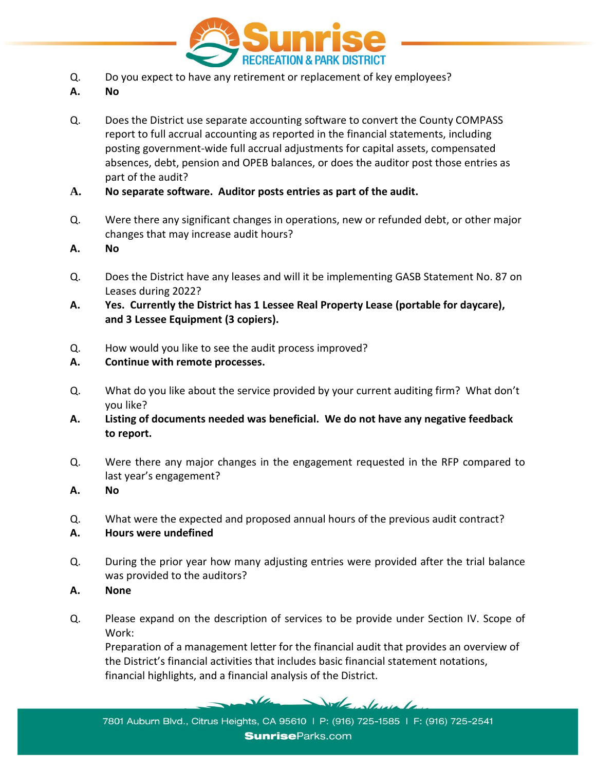Q. Do you expect to have any retirement or replacement of key employees?

**A. No**

Q. Does the District use separate accounting software to convert the County COMPASS report to full accrual accounting as reported in the financial statements, including posting government-wide full accrual adjustments for capital assets, compensated absences, debt, pension and OPEB balances, or does the auditor post those entries as part of the audit?

**A. No separate software. Auditor posts entries as part of the audit.**

Q. Were there any significant changes in operations, new or refunded debt, or other major changes that may increase audit hours?

**A. No**

Q. Does the District have any leases and will it be implementing GASB Statement No. 87 on Leases during 2022?

**A. Yes. Currently the District has 1 Lessee Real Property Lease (portable for daycare), and 3 Lessee Equipment (3 copiers).**

Q. How would you like to see the audit process improved?

**A. Continue with remote processes.**

Q. What do you like about the service provided by your current auditing firm? What don't you like?

**A. Listing of documents needed was beneficial. We do not have any negative feedback to report.**

Q. Were there any major changes in the engagement requested in the RFP compared to last year's engagement?

**A. No**

Q. What were the expected and proposed annual hours of the previous audit contract?

**A. Hours were undefined**

Q. During the prior year how many adjusting entries were provided after the trial balance was provided to the auditors?

**A. None**

Q. Please expand on the description of services to be provide under Section IV. Scope of Work:
Preparation of a management letter for the financial audit that provides an overview of the District's financial activities that includes basic financial statement notations, financial highlights, and a financial analysis of the District.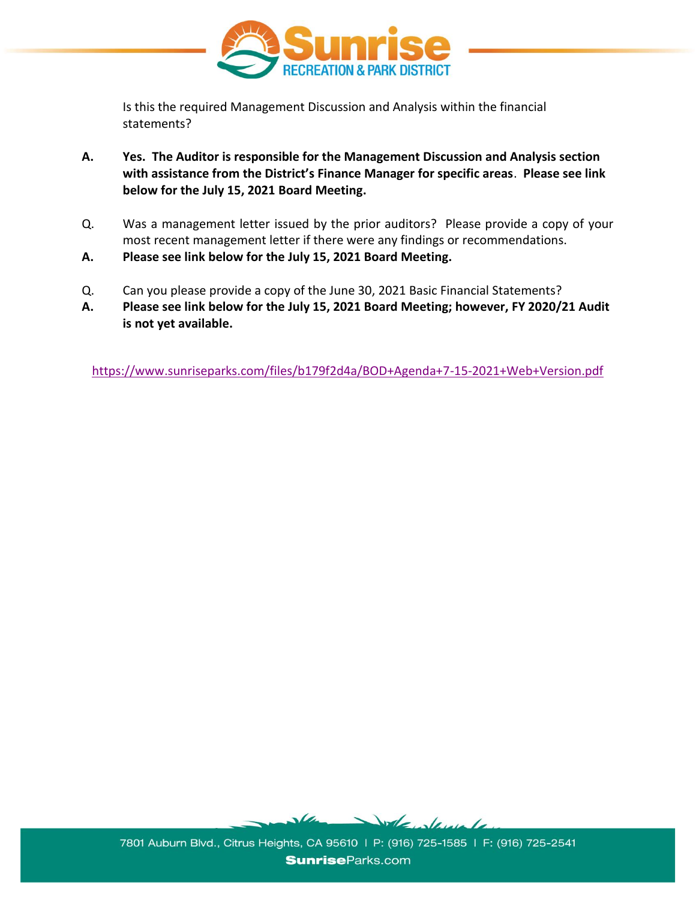Is this the required Management Discussion and Analysis within the financial statements?

**A. Yes. The Auditor is responsible for the Management Discussion and Analysis section with assistance from the District's Finance Manager for specific areas. Please see link below for the July 15, 2021 Board Meeting.**

Q. Was a management letter issued by the prior auditors? Please provide a copy of your most recent management letter if there were any findings or recommendations.

**A. Please see link below for the July 15, 2021 Board Meeting.**

Q. Can you please provide a copy of the June 30, 2021 Basic Financial Statements?

**A. Please see link below for the July 15, 2021 Board Meeting; however, FY 2020/21 Audit is not yet available.**

https://www.sunriseparks.com/files/b179f2d4a/BOD+Agenda+7-15-2021+Web+Version.pdf